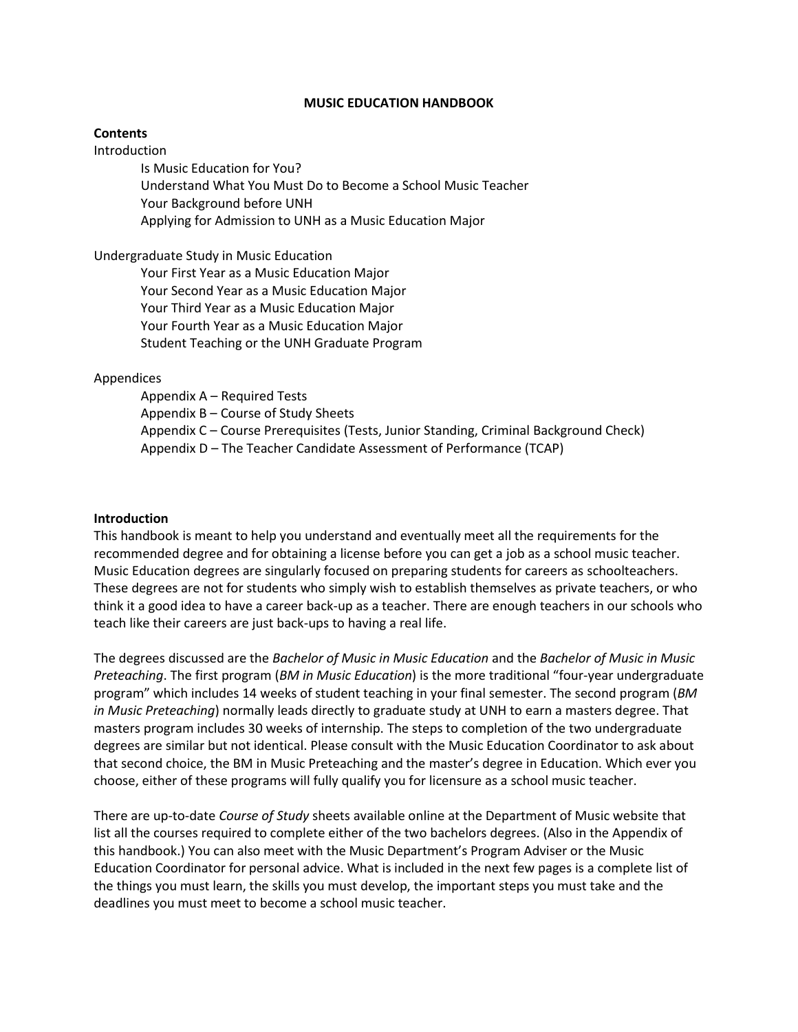# MUSIC EDUCATION HANDBOOK

**Contents**

Introduction

- Is Music Education for You?
- Understand What You Must Do to Become a School Music Teacher
- Your Background before UNH
- Applying for Admission to UNH as a Music Education Major

Undergraduate Study in Music Education

- Your First Year as a Music Education Major
- Your Second Year as a Music Education Major
- Your Third Year as a Music Education Major
- Your Fourth Year as a Music Education Major
- Student Teaching or the UNH Graduate Program

Appendices

- Appendix A – Required Tests
- Appendix B – Course of Study Sheets
- Appendix C – Course Prerequisites (Tests, Junior Standing, Criminal Background Check)
- Appendix D – The Teacher Candidate Assessment of Performance (TCAP)

## Introduction

This handbook is meant to help you understand and eventually meet all the requirements for the recommended degree and for obtaining a license before you can get a job as a school music teacher. Music Education degrees are singularly focused on preparing students for careers as schoolteachers. These degrees are not for students who simply wish to establish themselves as private teachers, or who think it a good idea to have a career back-up as a teacher. There are enough teachers in our schools who teach like their careers are just back-ups to having a real life.

The degrees discussed are the *Bachelor of Music in Music Education* and the *Bachelor of Music in Music Preteaching*. The first program (*BM in Music Education*) is the more traditional "four-year undergraduate program" which includes 14 weeks of student teaching in your final semester. The second program (*BM in Music Preteaching*) normally leads directly to graduate study at UNH to earn a masters degree. That masters program includes 30 weeks of internship. The steps to completion of the two undergraduate degrees are similar but not identical. Please consult with the Music Education Coordinator to ask about that second choice, the BM in Music Preteaching and the master's degree in Education. Which ever you choose, either of these programs will fully qualify you for licensure as a school music teacher.

There are up-to-date *Course of Study* sheets available online at the Department of Music website that list all the courses required to complete either of the two bachelors degrees. (Also in the Appendix of this handbook.) You can also meet with the Music Department's Program Adviser or the Music Education Coordinator for personal advice. What is included in the next few pages is a complete list of the things you must learn, the skills you must develop, the important steps you must take and the deadlines you must meet to become a school music teacher.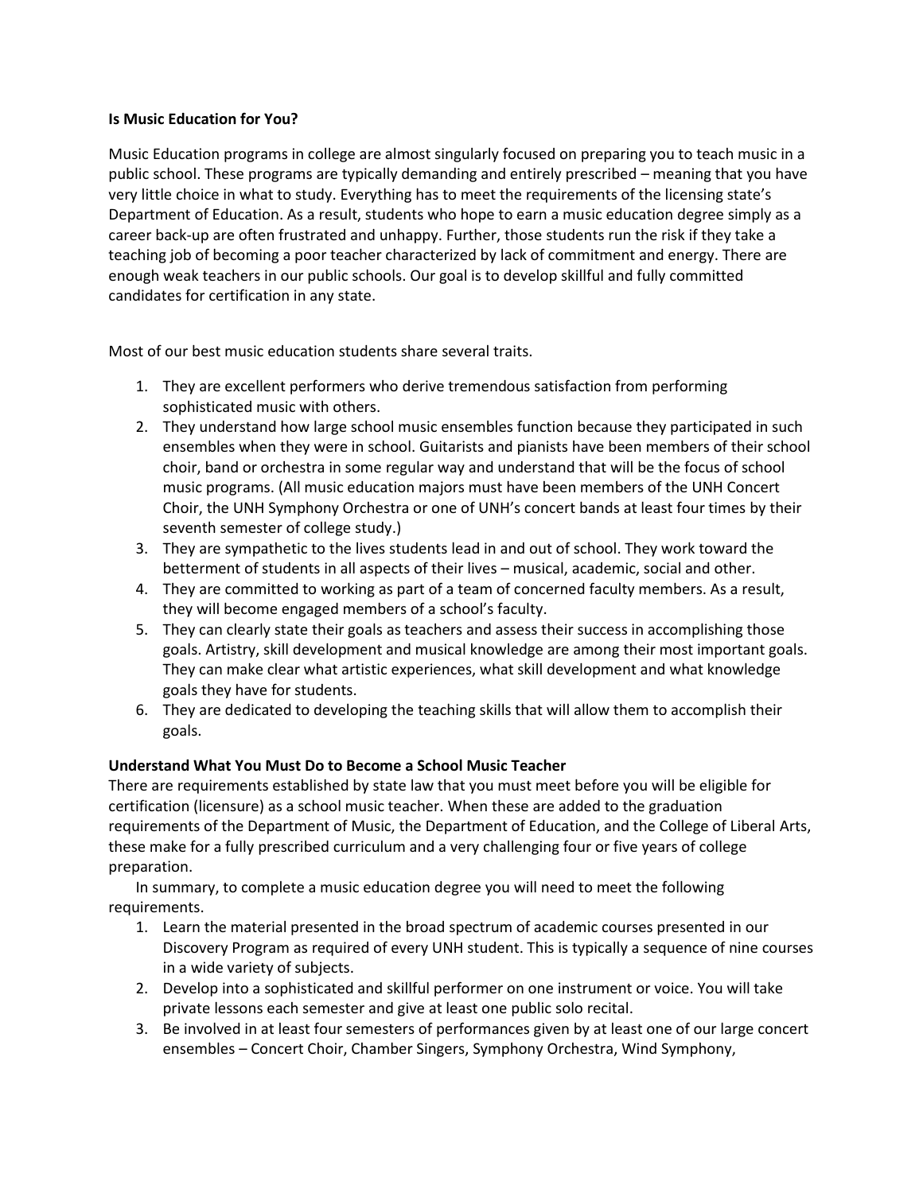**Is Music Education for You?**

Music Education programs in college are almost singularly focused on preparing you to teach music in a public school. These programs are typically demanding and entirely prescribed – meaning that you have very little choice in what to study. Everything has to meet the requirements of the licensing state's Department of Education. As a result, students who hope to earn a music education degree simply as a career back-up are often frustrated and unhappy. Further, those students run the risk if they take a teaching job of becoming a poor teacher characterized by lack of commitment and energy. There are enough weak teachers in our public schools. Our goal is to develop skillful and fully committed candidates for certification in any state.

Most of our best music education students share several traits.

1. They are excellent performers who derive tremendous satisfaction from performing sophisticated music with others.
2. They understand how large school music ensembles function because they participated in such ensembles when they were in school. Guitarists and pianists have been members of their school choir, band or orchestra in some regular way and understand that will be the focus of school music programs. (All music education majors must have been members of the UNH Concert Choir, the UNH Symphony Orchestra or one of UNH's concert bands at least four times by their seventh semester of college study.)
3. They are sympathetic to the lives students lead in and out of school. They work toward the betterment of students in all aspects of their lives – musical, academic, social and other.
4. They are committed to working as part of a team of concerned faculty members. As a result, they will become engaged members of a school's faculty.
5. They can clearly state their goals as teachers and assess their success in accomplishing those goals. Artistry, skill development and musical knowledge are among their most important goals. They can make clear what artistic experiences, what skill development and what knowledge goals they have for students.
6. They are dedicated to developing the teaching skills that will allow them to accomplish their goals.

**Understand What You Must Do to Become a School Music Teacher**

There are requirements established by state law that you must meet before you will be eligible for certification (licensure) as a school music teacher. When these are added to the graduation requirements of the Department of Music, the Department of Education, and the College of Liberal Arts, these make for a fully prescribed curriculum and a very challenging four or five years of college preparation.

In summary, to complete a music education degree you will need to meet the following requirements.

1. Learn the material presented in the broad spectrum of academic courses presented in our Discovery Program as required of every UNH student. This is typically a sequence of nine courses in a wide variety of subjects.
2. Develop into a sophisticated and skillful performer on one instrument or voice. You will take private lessons each semester and give at least one public solo recital.
3. Be involved in at least four semesters of performances given by at least one of our large concert ensembles – Concert Choir, Chamber Singers, Symphony Orchestra, Wind Symphony,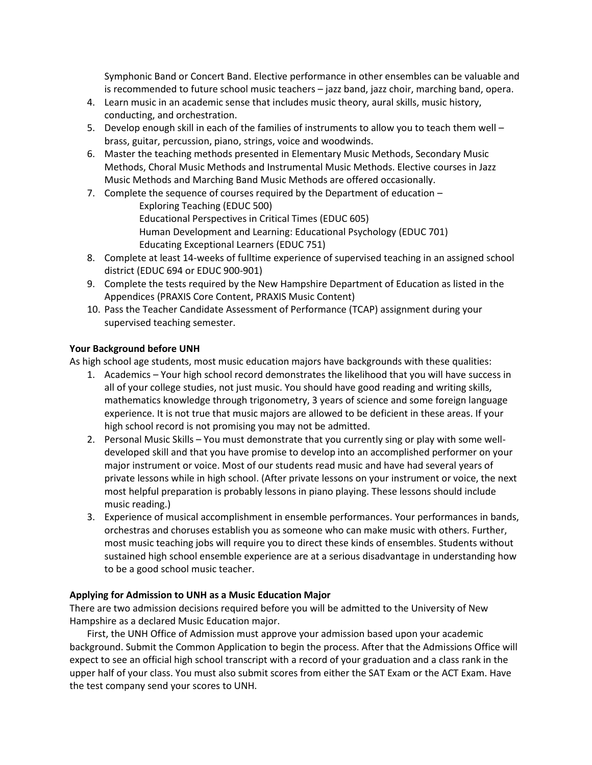Symphonic Band or Concert Band. Elective performance in other ensembles can be valuable and is recommended to future school music teachers – jazz band, jazz choir, marching band, opera.

4. Learn music in an academic sense that includes music theory, aural skills, music history, conducting, and orchestration.
5. Develop enough skill in each of the families of instruments to allow you to teach them well – brass, guitar, percussion, piano, strings, voice and woodwinds.
6. Master the teaching methods presented in Elementary Music Methods, Secondary Music Methods, Choral Music Methods and Instrumental Music Methods. Elective courses in Jazz Music Methods and Marching Band Music Methods are offered occasionally.
7. Complete the sequence of courses required by the Department of education –
   - Exploring Teaching (EDUC 500)
   - Educational Perspectives in Critical Times (EDUC 605)
   - Human Development and Learning: Educational Psychology (EDUC 701)
   - Educating Exceptional Learners (EDUC 751)
8. Complete at least 14-weeks of fulltime experience of supervised teaching in an assigned school district (EDUC 694 or EDUC 900-901)
9. Complete the tests required by the New Hampshire Department of Education as listed in the Appendices (PRAXIS Core Content, PRAXIS Music Content)
10. Pass the Teacher Candidate Assessment of Performance (TCAP) assignment during your supervised teaching semester.

**Your Background before UNH**

As high school age students, most music education majors have backgrounds with these qualities:

1. Academics – Your high school record demonstrates the likelihood that you will have success in all of your college studies, not just music. You should have good reading and writing skills, mathematics knowledge through trigonometry, 3 years of science and some foreign language experience. It is not true that music majors are allowed to be deficient in these areas. If your high school record is not promising you may not be admitted.
2. Personal Music Skills – You must demonstrate that you currently sing or play with some well-developed skill and that you have promise to develop into an accomplished performer on your major instrument or voice. Most of our students read music and have had several years of private lessons while in high school. (After private lessons on your instrument or voice, the next most helpful preparation is probably lessons in piano playing. These lessons should include music reading.)
3. Experience of musical accomplishment in ensemble performances. Your performances in bands, orchestras and choruses establish you as someone who can make music with others. Further, most music teaching jobs will require you to direct these kinds of ensembles. Students without sustained high school ensemble experience are at a serious disadvantage in understanding how to be a good school music teacher.

**Applying for Admission to UNH as a Music Education Major**

There are two admission decisions required before you will be admitted to the University of New Hampshire as a declared Music Education major.

First, the UNH Office of Admission must approve your admission based upon your academic background. Submit the Common Application to begin the process. After that the Admissions Office will expect to see an official high school transcript with a record of your graduation and a class rank in the upper half of your class. You must also submit scores from either the SAT Exam or the ACT Exam. Have the test company send your scores to UNH.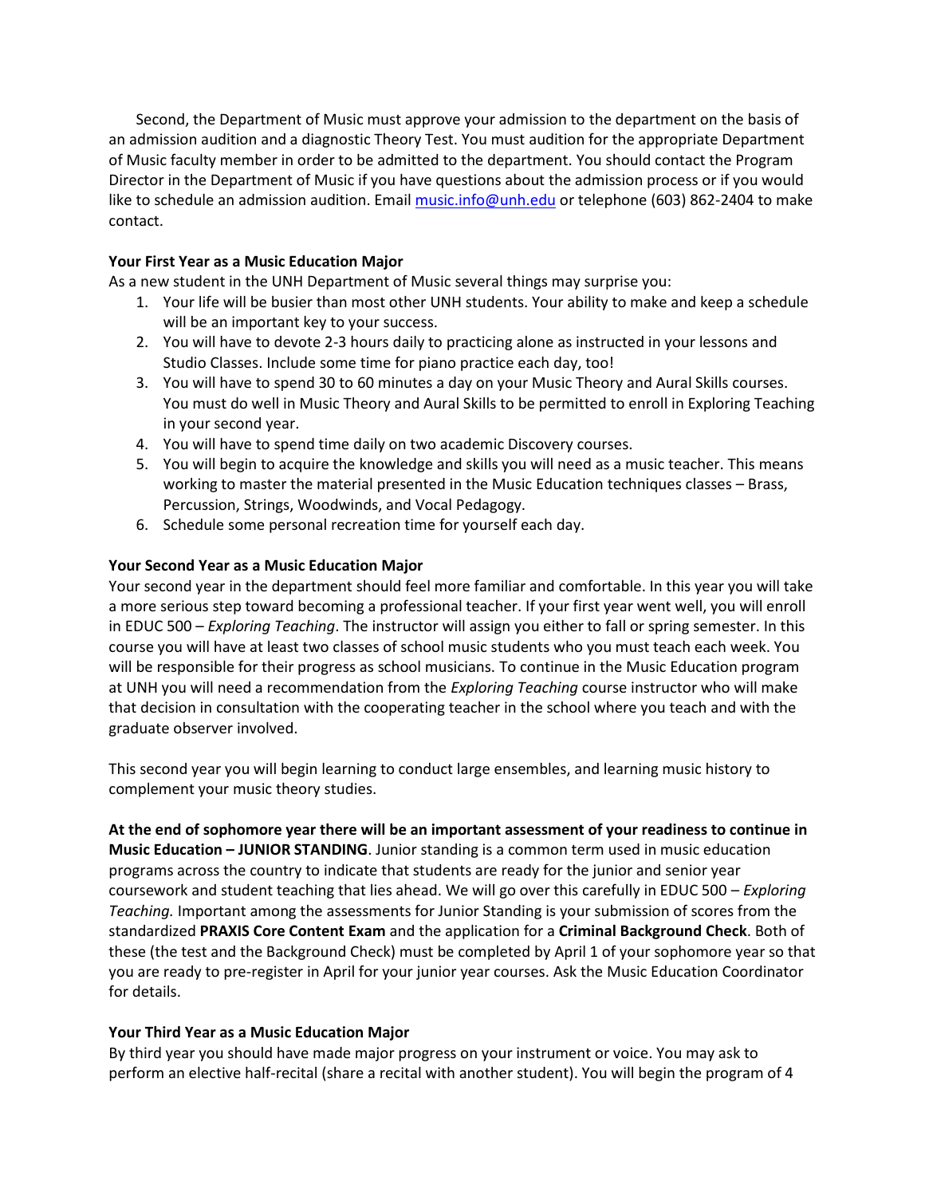Second, the Department of Music must approve your admission to the department on the basis of an admission audition and a diagnostic Theory Test. You must audition for the appropriate Department of Music faculty member in order to be admitted to the department. You should contact the Program Director in the Department of Music if you have questions about the admission process or if you would like to schedule an admission audition. Email music.info@unh.edu or telephone (603) 862-2404 to make contact.

**Your First Year as a Music Education Major**

As a new student in the UNH Department of Music several things may surprise you:

1. Your life will be busier than most other UNH students. Your ability to make and keep a schedule will be an important key to your success.
2. You will have to devote 2-3 hours daily to practicing alone as instructed in your lessons and Studio Classes. Include some time for piano practice each day, too!
3. You will have to spend 30 to 60 minutes a day on your Music Theory and Aural Skills courses. You must do well in Music Theory and Aural Skills to be permitted to enroll in Exploring Teaching in your second year.
4. You will have to spend time daily on two academic Discovery courses.
5. You will begin to acquire the knowledge and skills you will need as a music teacher. This means working to master the material presented in the Music Education techniques classes – Brass, Percussion, Strings, Woodwinds, and Vocal Pedagogy.
6. Schedule some personal recreation time for yourself each day.

**Your Second Year as a Music Education Major**

Your second year in the department should feel more familiar and comfortable. In this year you will take a more serious step toward becoming a professional teacher. If your first year went well, you will enroll in EDUC 500 – *Exploring Teaching*. The instructor will assign you either to fall or spring semester. In this course you will have at least two classes of school music students who you must teach each week. You will be responsible for their progress as school musicians. To continue in the Music Education program at UNH you will need a recommendation from the *Exploring Teaching* course instructor who will make that decision in consultation with the cooperating teacher in the school where you teach and with the graduate observer involved.

This second year you will begin learning to conduct large ensembles, and learning music history to complement your music theory studies.

**At the end of sophomore year there will be an important assessment of your readiness to continue in Music Education – JUNIOR STANDING**. Junior standing is a common term used in music education programs across the country to indicate that students are ready for the junior and senior year coursework and student teaching that lies ahead. We will go over this carefully in EDUC 500 – *Exploring Teaching.* Important among the assessments for Junior Standing is your submission of scores from the standardized **PRAXIS Core Content Exam** and the application for a **Criminal Background Check**. Both of these (the test and the Background Check) must be completed by April 1 of your sophomore year so that you are ready to pre-register in April for your junior year courses. Ask the Music Education Coordinator for details.

**Your Third Year as a Music Education Major**

By third year you should have made major progress on your instrument or voice. You may ask to perform an elective half-recital (share a recital with another student). You will begin the program of 4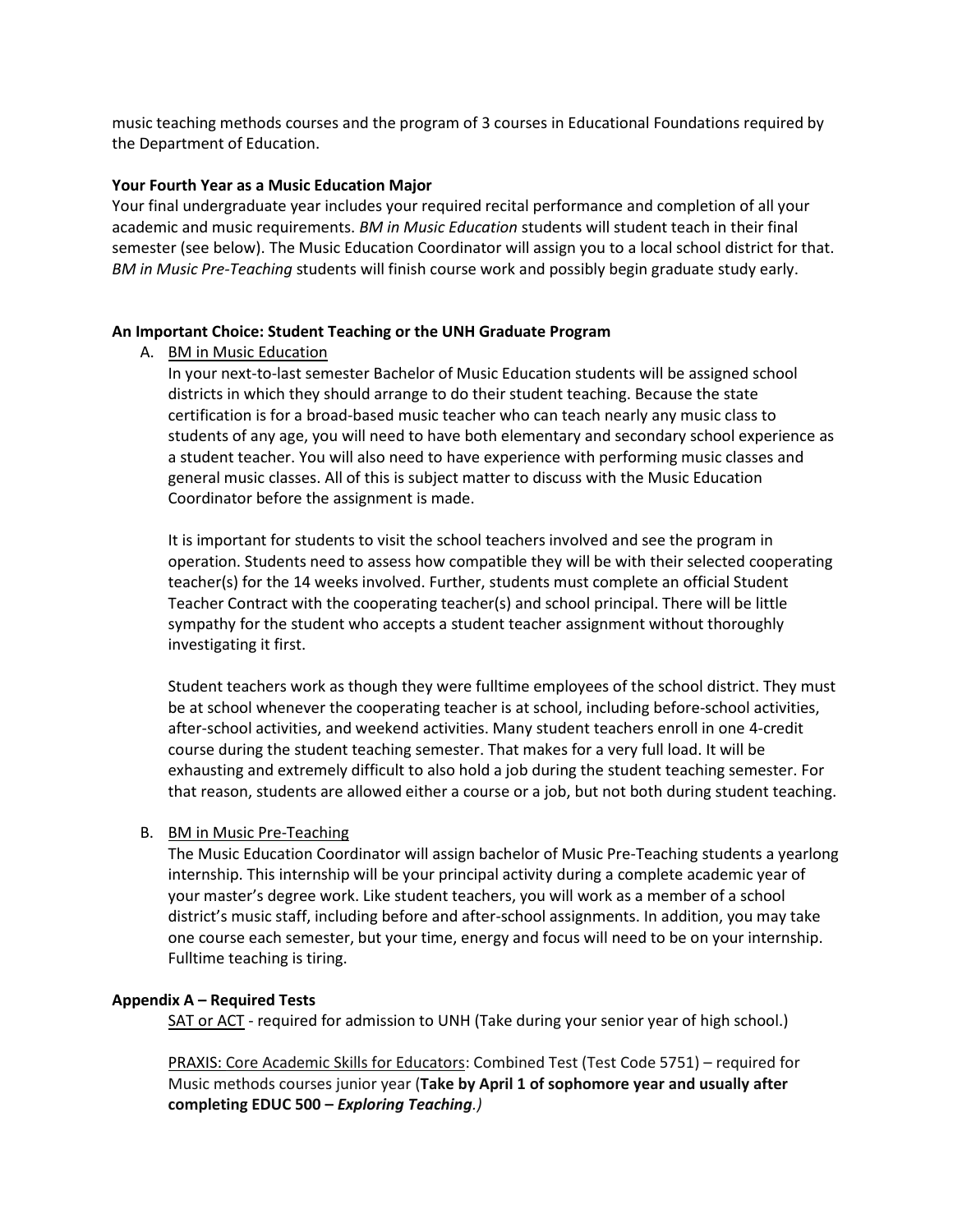music teaching methods courses and the program of 3 courses in Educational Foundations required by the Department of Education.

**Your Fourth Year as a Music Education Major**

Your final undergraduate year includes your required recital performance and completion of all your academic and music requirements. *BM in Music Education* students will student teach in their final semester (see below). The Music Education Coordinator will assign you to a local school district for that. *BM in Music Pre-Teaching* students will finish course work and possibly begin graduate study early.

**An Important Choice: Student Teaching or the UNH Graduate Program**

A. BM in Music Education

   In your next-to-last semester Bachelor of Music Education students will be assigned school districts in which they should arrange to do their student teaching. Because the state certification is for a broad-based music teacher who can teach nearly any music class to students of any age, you will need to have both elementary and secondary school experience as a student teacher. You will also need to have experience with performing music classes and general music classes. All of this is subject matter to discuss with the Music Education Coordinator before the assignment is made.

   It is important for students to visit the school teachers involved and see the program in operation. Students need to assess how compatible they will be with their selected cooperating teacher(s) for the 14 weeks involved. Further, students must complete an official Student Teacher Contract with the cooperating teacher(s) and school principal. There will be little sympathy for the student who accepts a student teacher assignment without thoroughly investigating it first.

   Student teachers work as though they were fulltime employees of the school district. They must be at school whenever the cooperating teacher is at school, including before-school activities, after-school activities, and weekend activities. Many student teachers enroll in one 4-credit course during the student teaching semester. That makes for a very full load. It will be exhausting and extremely difficult to also hold a job during the student teaching semester. For that reason, students are allowed either a course or a job, but not both during student teaching.

B. BM in Music Pre-Teaching

   The Music Education Coordinator will assign bachelor of Music Pre-Teaching students a yearlong internship. This internship will be your principal activity during a complete academic year of your master's degree work. Like student teachers, you will work as a member of a school district's music staff, including before and after-school assignments. In addition, you may take one course each semester, but your time, energy and focus will need to be on your internship. Fulltime teaching is tiring.

**Appendix A – Required Tests**

SAT or ACT - required for admission to UNH (Take during your senior year of high school.)

PRAXIS: Core Academic Skills for Educators: Combined Test (Test Code 5751) – required for Music methods courses junior year (**Take by April 1 of sophomore year and usually after completing EDUC 500 – *Exploring Teaching*.**)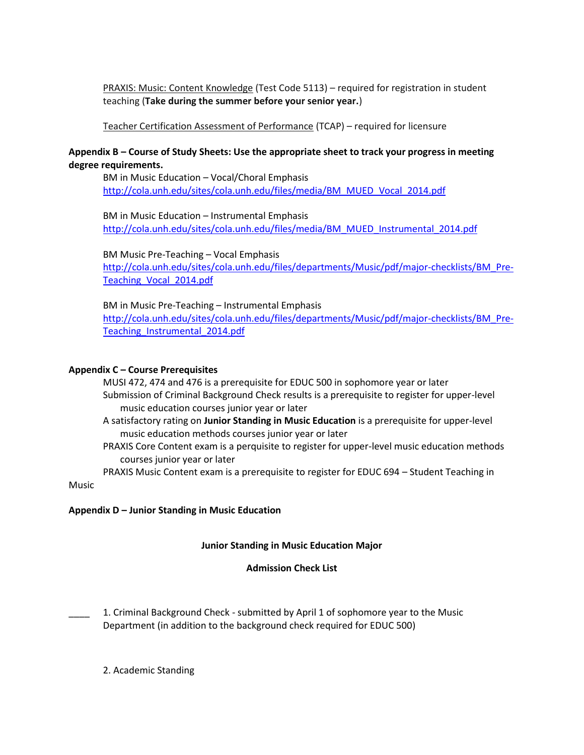PRAXIS: Music: Content Knowledge (Test Code 5113) – required for registration in student teaching (**Take during the summer before your senior year.**)

Teacher Certification Assessment of Performance (TCAP) – required for licensure

**Appendix B – Course of Study Sheets: Use the appropriate sheet to track your progress in meeting degree requirements.**

BM in Music Education – Vocal/Choral Emphasis
http://cola.unh.edu/sites/cola.unh.edu/files/media/BM_MUED_Vocal_2014.pdf

BM in Music Education – Instrumental Emphasis
http://cola.unh.edu/sites/cola.unh.edu/files/media/BM_MUED_Instrumental_2014.pdf

BM Music Pre-Teaching – Vocal Emphasis
http://cola.unh.edu/sites/cola.unh.edu/files/departments/Music/pdf/major-checklists/BM_Pre-Teaching_Vocal_2014.pdf

BM in Music Pre-Teaching – Instrumental Emphasis
http://cola.unh.edu/sites/cola.unh.edu/files/departments/Music/pdf/major-checklists/BM_Pre-Teaching_Instrumental_2014.pdf

**Appendix C – Course Prerequisites**

MUSI 472, 474 and 476 is a prerequisite for EDUC 500 in sophomore year or later
Submission of Criminal Background Check results is a prerequisite to register for upper-level music education courses junior year or later
A satisfactory rating on **Junior Standing in Music Education** is a prerequisite for upper-level music education methods courses junior year or later
PRAXIS Core Content exam is a perquisite to register for upper-level music education methods courses junior year or later
PRAXIS Music Content exam is a prerequisite to register for EDUC 694 – Student Teaching in Music

**Appendix D – Junior Standing in Music Education**

**Junior Standing in Music Education Major**

**Admission Check List**

____ 1. Criminal Background Check - submitted by April 1 of sophomore year to the Music Department (in addition to the background check required for EDUC 500)

2. Academic Standing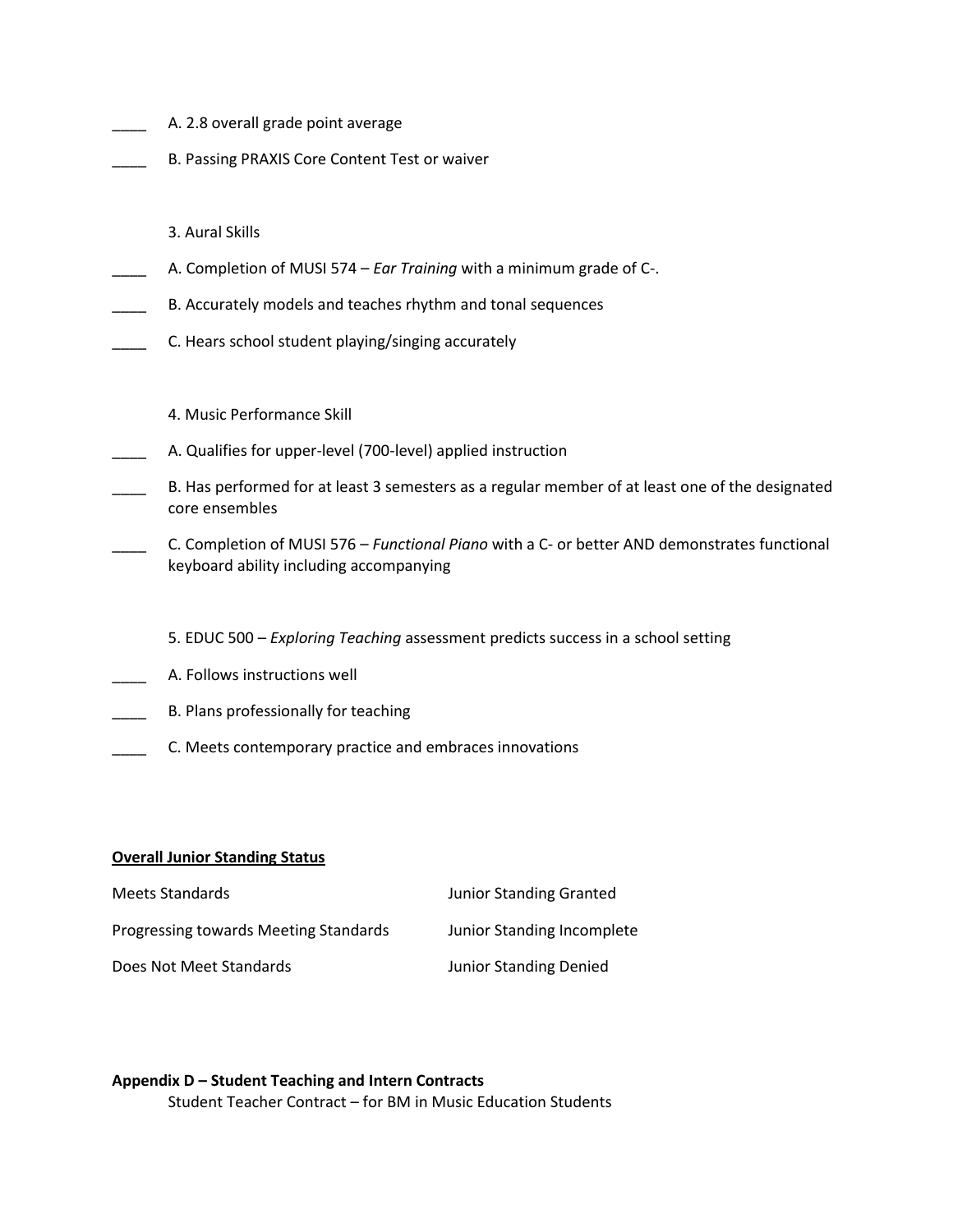____ A. 2.8 overall grade point average

____ B. Passing PRAXIS Core Content Test or waiver

3. Aural Skills

____ A. Completion of MUSI 574 – *Ear Training* with a minimum grade of C-.

____ B. Accurately models and teaches rhythm and tonal sequences

____ C. Hears school student playing/singing accurately

4. Music Performance Skill

____ A. Qualifies for upper-level (700-level) applied instruction

____ B. Has performed for at least 3 semesters as a regular member of at least one of the designated core ensembles

____ C. Completion of MUSI 576 – *Functional Piano* with a C- or better AND demonstrates functional keyboard ability including accompanying

5. EDUC 500 – *Exploring Teaching* assessment predicts success in a school setting

____ A. Follows instructions well

____ B. Plans professionally for teaching

____ C. Meets contemporary practice and embraces innovations

**<u>Overall Junior Standing Status</u>**

| | |
|---|---|
| Meets Standards | Junior Standing Granted |
| Progressing towards Meeting Standards | Junior Standing Incomplete |
| Does Not Meet Standards | Junior Standing Denied |

**Appendix D – Student Teaching and Intern Contracts**

Student Teacher Contract – for BM in Music Education Students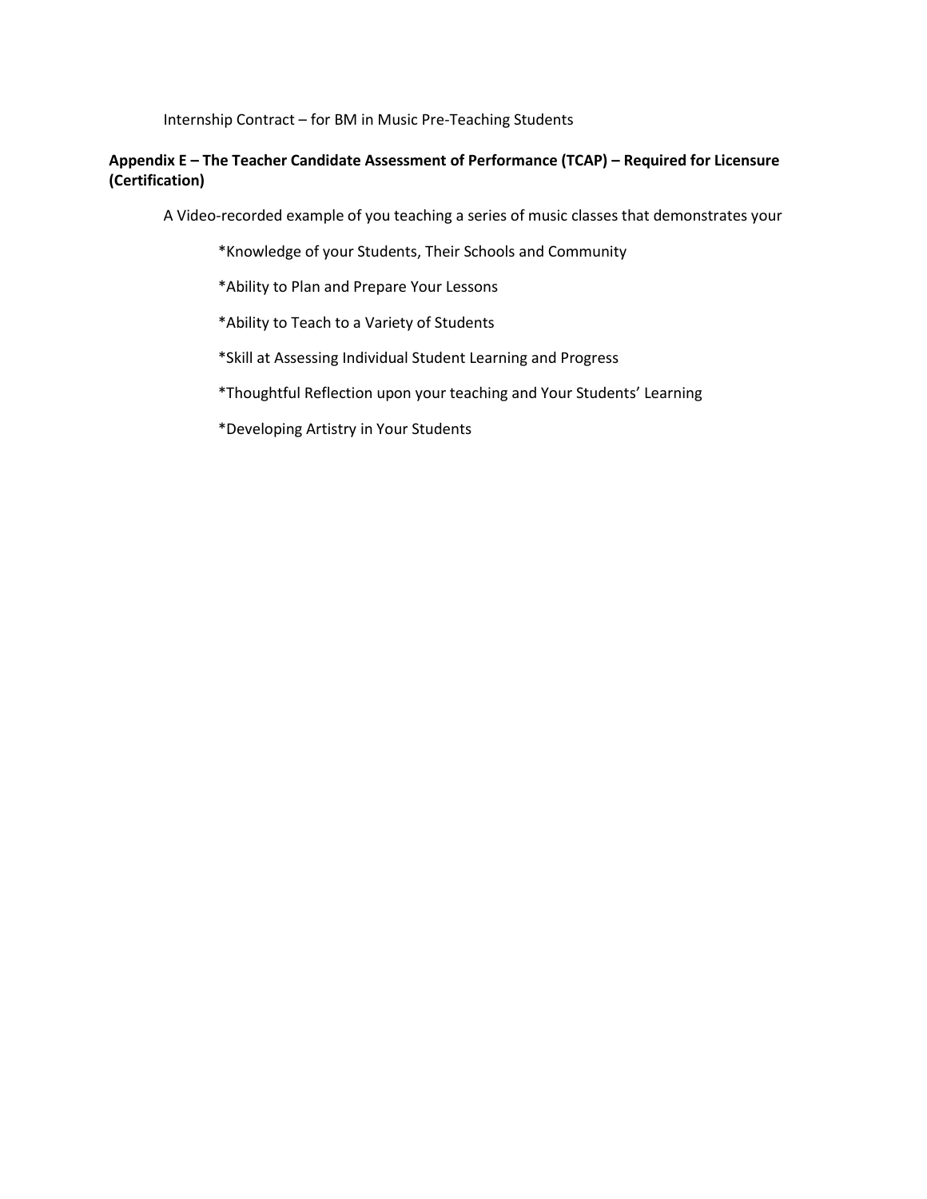Internship Contract – for BM in Music Pre-Teaching Students

**Appendix E – The Teacher Candidate Assessment of Performance (TCAP) – Required for Licensure (Certification)**

A Video-recorded example of you teaching a series of music classes that demonstrates your

*Knowledge of your Students, Their Schools and Community

*Ability to Plan and Prepare Your Lessons

*Ability to Teach to a Variety of Students

*Skill at Assessing Individual Student Learning and Progress

*Thoughtful Reflection upon your teaching and Your Students' Learning

*Developing Artistry in Your Students